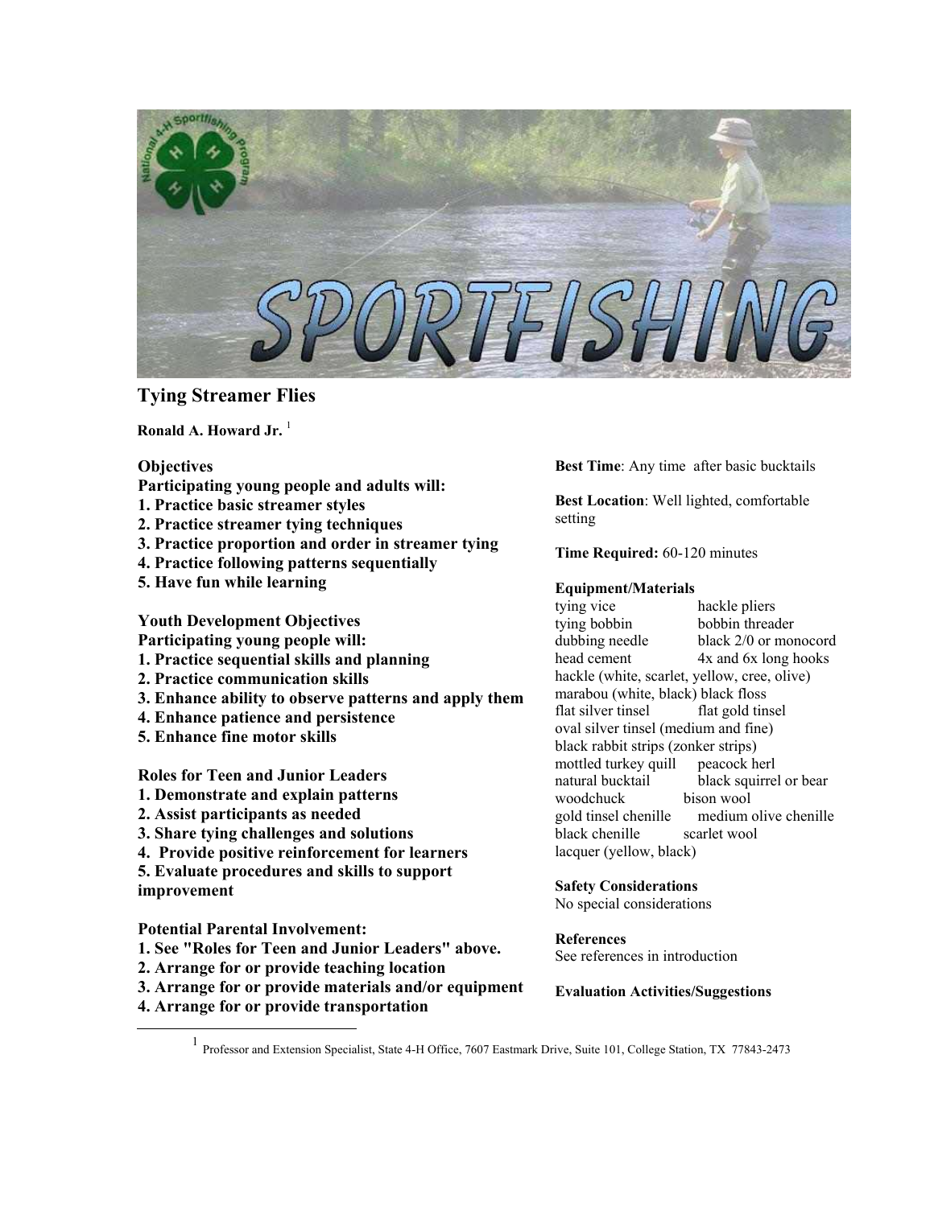# Tying Streamer Flies

**Ronald A. Howard Jr.** [1]

**Objectives**

**Participating young people and adults will:**

1. **Practice basic streamer styles**
2. **Practice streamer tying techniques**
3. **Practice proportion and order in streamer tying**
4. **Practice following patterns sequentially**
5. **Have fun while learning**

**Youth Development Objectives**

**Participating young people will:**

1. **Practice sequential skills and planning**
2. **Practice communication skills**
3. **Enhance ability to observe patterns and apply them**
4. **Enhance patience and persistence**
5. **Enhance fine motor skills**

**Roles for Teen and Junior Leaders**

1. **Demonstrate and explain patterns**
2. **Assist participants as needed**
3. **Share tying challenges and solutions**
4. **Provide positive reinforcement for learners**
5. **Evaluate procedures and skills to support improvement**

**Potential Parental Involvement:**

1. **See "Roles for Teen and Junior Leaders" above.**
2. **Arrange for or provide teaching location**
3. **Arrange for or provide materials and/or equipment**
4. **Arrange for or provide transportation**

**Best Time**: Any time after basic bucktails

**Best Location**: Well lighted, comfortable setting

**Time Required:** 60-120 minutes

**Equipment/Materials**

tying vice
hackle pliers
tying bobbin
bobbin threader
dubbing needle
black 2/0 or monocord
head cement
4x and 6x long hooks
hackle (white, scarlet, yellow, cree, olive)
marabou (white, black)
black floss
flat silver tinsel
flat gold tinsel
oval silver tinsel (medium and fine)
black rabbit strips (zonker strips)
mottled turkey quill
peacock herl
natural bucktail
black squirrel or bear
woodchuck
bison wool
gold tinsel chenille
medium olive chenille
black chenille
scarlet wool
lacquer (yellow, black)

**Safety Considerations**

No special considerations

**References**

See references in introduction

**Evaluation Activities/Suggestions**

[1] Professor and Extension Specialist, State 4-H Office, 7607 Eastmark Drive, Suite 101, College Station, TX 77843-2473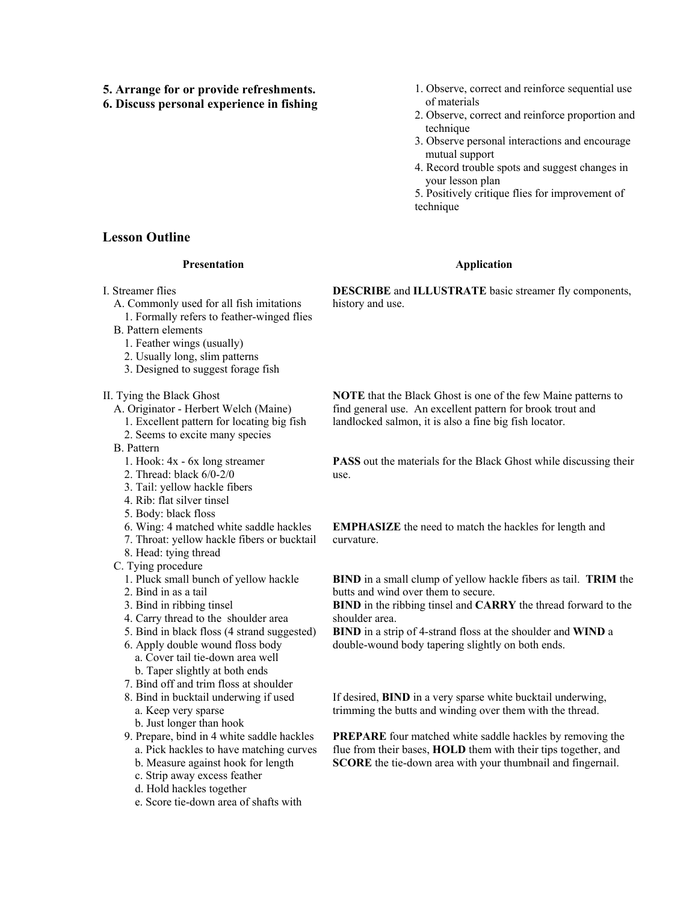**5. Arrange for or provide refreshments.**

**6. Discuss personal experience in fishing**

1. Observe, correct and reinforce sequential use of materials
2. Observe, correct and reinforce proportion and technique
3. Observe personal interactions and encourage mutual support
4. Record trouble spots and suggest changes in your lesson plan
5. Positively critique flies for improvement of technique

## Lesson Outline

| Presentation | Application |
| --- | --- |
| I. Streamer flies<br>A. Commonly used for all fish imitations<br>1. Formally refers to feather-winged flies<br>B. Pattern elements<br>1. Feather wings (usually)<br>2. Usually long, slim patterns<br>3. Designed to suggest forage fish | **DESCRIBE** and **ILLUSTRATE** basic streamer fly components, history and use. |
| II. Tying the Black Ghost<br>A. Originator - Herbert Welch (Maine)<br>1. Excellent pattern for locating big fish<br>2. Seems to excite many species | **NOTE** that the Black Ghost is one of the few Maine patterns to find general use. An excellent pattern for brook trout and landlocked salmon, it is also a fine big fish locator. |
| B. Pattern<br>1. Hook: 4x - 6x long streamer<br>2. Thread: black 6/0-2/0<br>3. Tail: yellow hackle fibers<br>4. Rib: flat silver tinsel<br>5. Body: black floss | **PASS** out the materials for the Black Ghost while discussing their use. |
| 6. Wing: 4 matched white saddle hackles<br>7. Throat: yellow hackle fibers or bucktail<br>8. Head: tying thread | **EMPHASIZE** the need to match the hackles for length and curvature. |
| C. Tying procedure<br>1. Pluck small bunch of yellow hackle<br>2. Bind in as a tail<br>3. Bind in ribbing tinsel<br>4. Carry thread to the shoulder area<br>5. Bind in black floss (4 strand suggested)<br>6. Apply double wound floss body<br>a. Cover tail tie-down area well<br>b. Taper slightly at both ends<br>7. Bind off and trim floss at shoulder | **BIND** in a small clump of yellow hackle fibers as tail. **TRIM** the butts and wind over them to secure.<br>**BIND** in the ribbing tinsel and **CARRY** the thread forward to the shoulder area.<br>**BIND** in a strip of 4-strand floss at the shoulder and **WIND** a double-wound body tapering slightly on both ends. |
| 8. Bind in bucktail underwing if used<br>a. Keep very sparse<br>b. Just longer than hook | If desired, **BIND** in a very sparse white bucktail underwing, trimming the butts and winding over them with the thread. |
| 9. Prepare, bind in 4 white saddle hackles<br>a. Pick hackles to have matching curves<br>b. Measure against hook for length<br>c. Strip away excess feather<br>d. Hold hackles together<br>e. Score tie-down area of shafts with | **PREPARE** four matched white saddle hackles by removing the flue from their bases, **HOLD** them with their tips together, and **SCORE** the tie-down area with your thumbnail and fingernail. |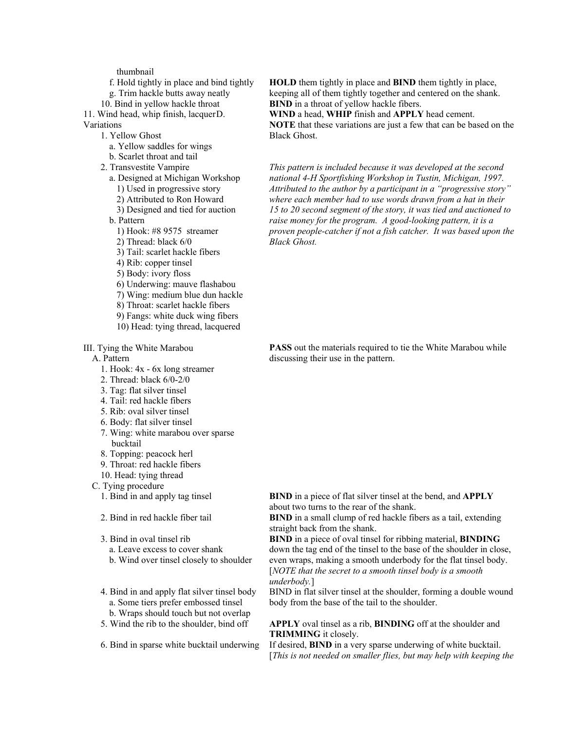thumbnail

f. Hold tightly in place and bind tightly

g. Trim hackle butts away neatly

**HOLD** them tightly in place and **BIND** them tightly in place, keeping all of them tightly together and centered on the shank.

10. Bind in yellow hackle throat

**BIND** in a throat of yellow hackle fibers.

11. Wind head, whip finish, lacquer

**WIND** a head, **WHIP** finish and **APPLY** head cement.

D. Variations

**NOTE** that these variations are just a few that can be based on the Black Ghost.

1. Yellow Ghost
   - a. Yellow saddles for wings
   - b. Scarlet throat and tail
2. Transvestite Vampire
   - a. Designed at Michigan Workshop
     - 1) Used in progressive story
     - 2) Attributed to Ron Howard
     - 3) Designed and tied for auction
   - b. Pattern
     - 1) Hook: #8 9575 streamer
     - 2) Thread: black 6/0
     - 3) Tail: scarlet hackle fibers
     - 4) Rib: copper tinsel
     - 5) Body: ivory floss
     - 6) Underwing: mauve flashabou
     - 7) Wing: medium blue dun hackle
     - 8) Throat: scarlet hackle fibers
     - 9) Fangs: white duck wing fibers
     - 10) Head: tying thread, lacquered

*This pattern is included because it was developed at the second national 4-H Sportfishing Workshop in Tustin, Michigan, 1997. Attributed to the author by a participant in a "progressive story" where each member had to use words drawn from a hat in their 15 to 20 second segment of the story, it was tied and auctioned to raise money for the program. A good-looking pattern, it is a proven people-catcher if not a fish catcher. It was based upon the Black Ghost.*

## III. Tying the White Marabou

A. Pattern

**PASS** out the materials required to tie the White Marabou while discussing their use in the pattern.

1. Hook: 4x - 6x long streamer
2. Thread: black 6/0-2/0
3. Tag: flat silver tinsel
4. Tail: red hackle fibers
5. Rib: oval silver tinsel
6. Body: flat silver tinsel
7. Wing: white marabou over sparse bucktail
8. Topping: peacock herl
9. Throat: red hackle fibers
10. Head: tying thread

C. Tying procedure

1. Bind in and apply tag tinsel

**BIND** in a piece of flat silver tinsel at the bend, and **APPLY** about two turns to the rear of the shank.

2. Bind in red hackle fiber tail

**BIND** in a small clump of red hackle fibers as a tail, extending straight back from the shank.

3. Bind in oval tinsel rib
   - a. Leave excess to cover shank
   - b. Wind over tinsel closely to shoulder

**BIND** in a piece of oval tinsel for ribbing material, **BINDING** down the tag end of the tinsel to the base of the shoulder in close, even wraps, making a smooth underbody for the flat tinsel body. [*NOTE that the secret to a smooth tinsel body is a smooth underbody.*]

4. Bind in and apply flat silver tinsel body
   - a. Some tiers prefer embossed tinsel
   - b. Wraps should touch but not overlap

BIND in flat silver tinsel at the shoulder, forming a double wound body from the base of the tail to the shoulder.

5. Wind the rib to the shoulder, bind off

**APPLY** oval tinsel as a rib, **BINDING** off at the shoulder and **TRIMMING** it closely.

6. Bind in sparse white bucktail underwing

If desired, **BIND** in a very sparse underwing of white bucktail. [*This is not needed on smaller flies, but may help with keeping the*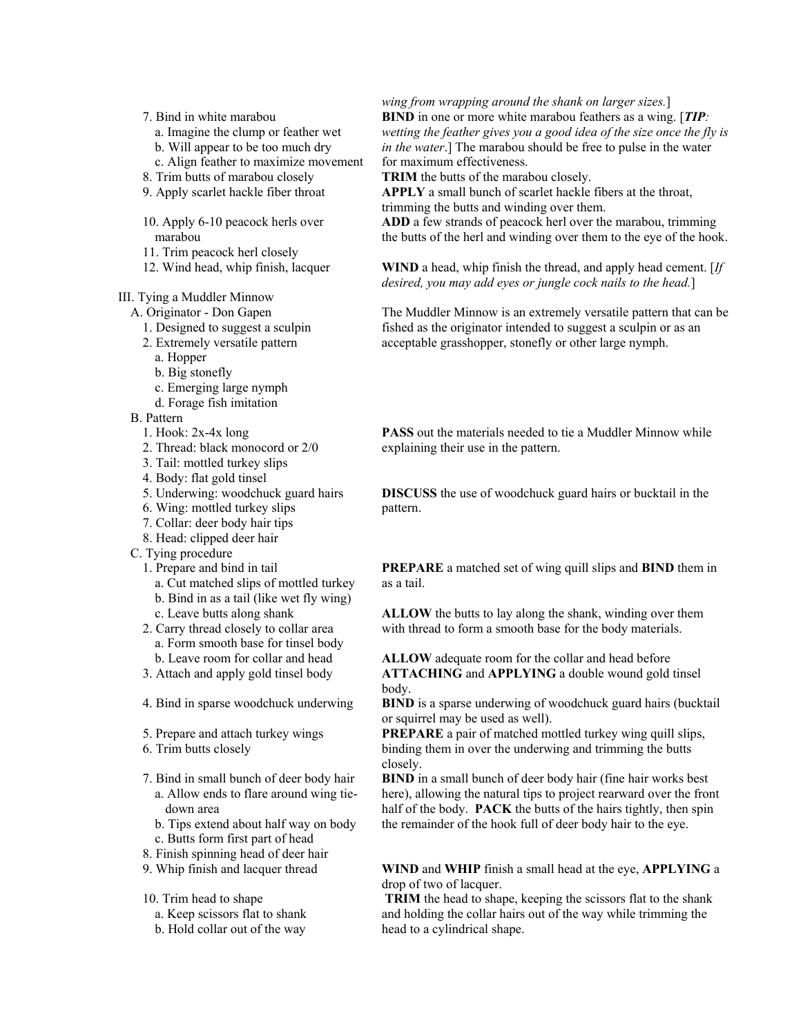*wing from wrapping around the shank on larger sizes.*]

7. Bind in white marabou
   a. Imagine the clump or feather wet
   b. Will appear to be too much dry
   c. Align feather to maximize movement

**BIND** in one or more white marabou feathers as a wing. [***TIP****: wetting the feather gives you a good idea of the size once the fly is in the water*.] The marabou should be free to pulse in the water for maximum effectiveness.

8. Trim butts of marabou closely

**TRIM** the butts of the marabou closely.

9. Apply scarlet hackle fiber throat

**APPLY** a small bunch of scarlet hackle fibers at the throat, trimming the butts and winding over them.

10. Apply 6-10 peacock herls over marabou
11. Trim peacock herl closely

**ADD** a few strands of peacock herl over the marabou, trimming the butts of the herl and winding over them to the eye of the hook.

12. Wind head, whip finish, lacquer

**WIND** a head, whip finish the thread, and apply head cement. [*If desired, you may add eyes or jungle cock nails to the head.*]

III. Tying a Muddler Minnow
   A. Originator - Don Gapen
      1. Designed to suggest a sculpin
      2. Extremely versatile pattern
         a. Hopper
         b. Big stonefly
         c. Emerging large nymph
         d. Forage fish imitation

The Muddler Minnow is an extremely versatile pattern that can be fished as the originator intended to suggest a sculpin or as an acceptable grasshopper, stonefly or other large nymph.

   B. Pattern
      1. Hook: 2x-4x long
      2. Thread: black monocord or 2/0
      3. Tail: mottled turkey slips
      4. Body: flat gold tinsel

**PASS** out the materials needed to tie a Muddler Minnow while explaining their use in the pattern.

      5. Underwing: woodchuck guard hairs
      6. Wing: mottled turkey slips
      7. Collar: deer body hair tips
      8. Head: clipped deer hair

**DISCUSS** the use of woodchuck guard hairs or bucktail in the pattern.

   C. Tying procedure
      1. Prepare and bind in tail
         a. Cut matched slips of mottled turkey
         b. Bind in as a tail (like wet fly wing)
         c. Leave butts along shank

**PREPARE** a matched set of wing quill slips and **BIND** them in as a tail.

**ALLOW** the butts to lay along the shank, winding over them with thread to form a smooth base for the body materials.

      2. Carry thread closely to collar area
         a. Form smooth base for tinsel body
         b. Leave room for collar and head
      3. Attach and apply gold tinsel body

**ALLOW** adequate room for the collar and head before **ATTACHING** and **APPLYING** a double wound gold tinsel body.

      4. Bind in sparse woodchuck underwing

**BIND** is a sparse underwing of woodchuck guard hairs (bucktail or squirrel may be used as well).

      5. Prepare and attach turkey wings
      6. Trim butts closely

**PREPARE** a pair of matched mottled turkey wing quill slips, binding them in over the underwing and trimming the butts closely.

      7. Bind in small bunch of deer body hair
         a. Allow ends to flare around wing tie-down area
         b. Tips extend about half way on body
         c. Butts form first part of head
      8. Finish spinning head of deer hair

**BIND** in a small bunch of deer body hair (fine hair works best here), allowing the natural tips to project rearward over the front half of the body. **PACK** the butts of the hairs tightly, then spin the remainder of the hook full of deer body hair to the eye.

      9. Whip finish and lacquer thread

**WIND** and **WHIP** finish a small head at the eye, **APPLYING** a drop of two of lacquer.

      10. Trim head to shape
         a. Keep scissors flat to shank
         b. Hold collar out of the way

**TRIM** the head to shape, keeping the scissors flat to the shank and holding the collar hairs out of the way while trimming the head to a cylindrical shape.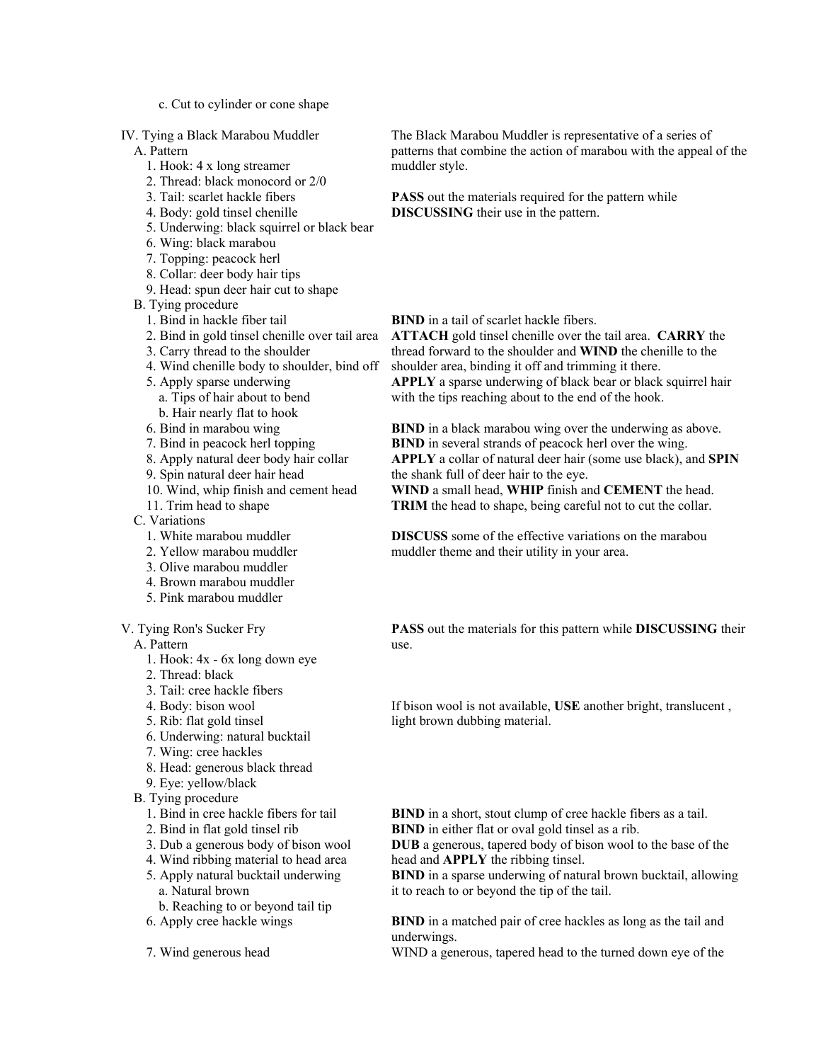c. Cut to cylinder or cone shape

IV. Tying a Black Marabou Muddler

The Black Marabou Muddler is representative of a series of patterns that combine the action of marabou with the appeal of the muddler style.

A. Pattern

1. Hook: 4 x long streamer
2. Thread: black monocord or 2/0
3. Tail: scarlet hackle fibers
4. Body: gold tinsel chenille
5. Underwing: black squirrel or black bear
6. Wing: black marabou
7. Topping: peacock herl
8. Collar: deer body hair tips
9. Head: spun deer hair cut to shape

**PASS** out the materials required for the pattern while **DISCUSSING** their use in the pattern.

B. Tying procedure

1. Bind in hackle fiber tail
2. Bind in gold tinsel chenille over tail area
3. Carry thread to the shoulder
4. Wind chenille body to shoulder, bind off
5. Apply sparse underwing
   a. Tips of hair about to bend
   b. Hair nearly flat to hook
6. Bind in marabou wing
7. Bind in peacock herl topping
8. Apply natural deer body hair collar
9. Spin natural deer hair head
10. Wind, whip finish and cement head
11. Trim head to shape

**BIND** in a tail of scarlet hackle fibers.
**ATTACH** gold tinsel chenille over the tail area. **CARRY** the thread forward to the shoulder and **WIND** the chenille to the shoulder area, binding it off and trimming it there.
**APPLY** a sparse underwing of black bear or black squirrel hair with the tips reaching about to the end of the hook.

**BIND** in a black marabou wing over the underwing as above.
**BIND** in several strands of peacock herl over the wing.
**APPLY** a collar of natural deer hair (some use black), and **SPIN** the shank full of deer hair to the eye.
**WIND** a small head, **WHIP** finish and **CEMENT** the head.
**TRIM** the head to shape, being careful not to cut the collar.

C. Variations

1. White marabou muddler
2. Yellow marabou muddler
3. Olive marabou muddler
4. Brown marabou muddler
5. Pink marabou muddler

**DISCUSS** some of the effective variations on the marabou muddler theme and their utility in your area.

V. Tying Ron's Sucker Fry

**PASS** out the materials for this pattern while **DISCUSSING** their use.

A. Pattern

1. Hook: 4x - 6x long down eye
2. Thread: black
3. Tail: cree hackle fibers
4. Body: bison wool
5. Rib: flat gold tinsel
6. Underwing: natural bucktail
7. Wing: cree hackles
8. Head: generous black thread
9. Eye: yellow/black

If bison wool is not available, **USE** another bright, translucent , light brown dubbing material.

B. Tying procedure

1. Bind in cree hackle fibers for tail
2. Bind in flat gold tinsel rib
3. Dub a generous body of bison wool
4. Wind ribbing material to head area
5. Apply natural bucktail underwing
   a. Natural brown
   b. Reaching to or beyond tail tip
6. Apply cree hackle wings
7. Wind generous head

**BIND** in a short, stout clump of cree hackle fibers as a tail.
**BIND** in either flat or oval gold tinsel as a rib.
**DUB** a generous, tapered body of bison wool to the base of the head and **APPLY** the ribbing tinsel.
**BIND** in a sparse underwing of natural brown bucktail, allowing it to reach to or beyond the tip of the tail.

**BIND** in a matched pair of cree hackles as long as the tail and underwings.
WIND a generous, tapered head to the turned down eye of the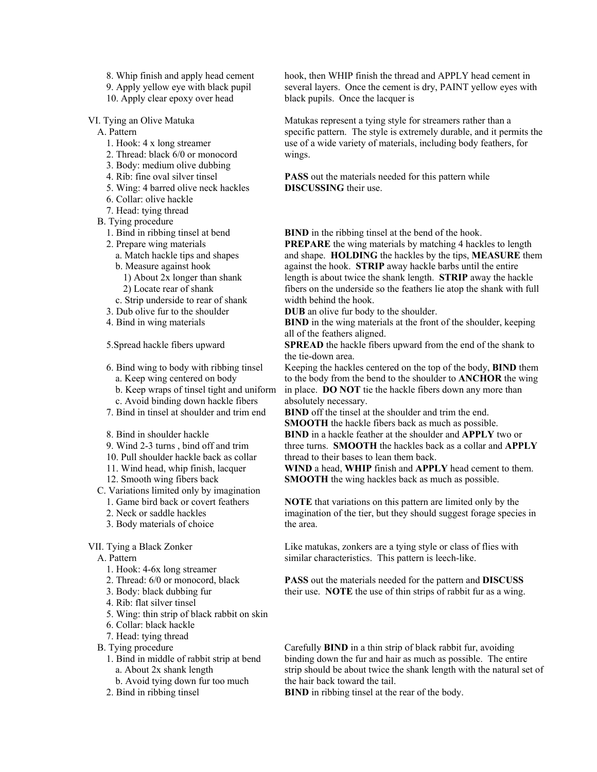8. Whip finish and apply head cement
9. Apply yellow eye with black pupil
10. Apply clear epoxy over head

hook, then WHIP finish the thread and APPLY head cement in several layers. Once the cement is dry, PAINT yellow eyes with black pupils. Once the lacquer is

VI. Tying an Olive Matuka

Matukas represent a tying style for streamers rather than a specific pattern. The style is extremely durable, and it permits the use of a wide variety of materials, including body feathers, for wings.

A. Pattern
1. Hook: 4 x long streamer
2. Thread: black 6/0 or monocord
3. Body: medium olive dubbing
4. Rib: fine oval silver tinsel
5. Wing: 4 barred olive neck hackles
6. Collar: olive hackle
7. Head: tying thread

**PASS** out the materials needed for this pattern while **DISCUSSING** their use.

B. Tying procedure
1. Bind in ribbing tinsel at bend

**BIND** in the ribbing tinsel at the bend of the hook.

2. Prepare wing materials
   a. Match hackle tips and shapes
   b. Measure against hook
      1) About 2x longer than shank
      2) Locate rear of shank
   c. Strip underside to rear of shank

**PREPARE** the wing materials by matching 4 hackles to length and shape. **HOLDING** the hackles by the tips, **MEASURE** them against the hook. **STRIP** away hackle barbs until the entire length is about twice the shank length. **STRIP** away the hackle fibers on the underside so the feathers lie atop the shank with full width behind the hook.

3. Dub olive fur to the shoulder

**DUB** an olive fur body to the shoulder.

4. Bind in wing materials

**BIND** in the wing materials at the front of the shoulder, keeping all of the feathers aligned.

5. Spread hackle fibers upward

**SPREAD** the hackle fibers upward from the end of the shank to the tie-down area.

6. Bind wing to body with ribbing tinsel
   a. Keep wing centered on body
   b. Keep wraps of tinsel tight and uniform
   c. Avoid binding down hackle fibers

Keeping the hackles centered on the top of the body, **BIND** them to the body from the bend to the shoulder to **ANCHOR** the wing in place. **DO NOT** tie the hackle fibers down any more than absolutely necessary.

7. Bind in tinsel at shoulder and trim end

**BIND** off the tinsel at the shoulder and trim the end. **SMOOTH** the hackle fibers back as much as possible.

8. Bind in shoulder hackle
9. Wind 2-3 turns , bind off and trim
10. Pull shoulder hackle back as collar

**BIND** in a hackle feather at the shoulder and **APPLY** two or three turns. **SMOOTH** the hackles back as a collar and **APPLY** thread to their bases to lean them back.

11. Wind head, whip finish, lacquer

**WIND** a head, **WHIP** finish and **APPLY** head cement to them.

12. Smooth wing fibers back

**SMOOTH** the wing hackles back as much as possible.

C. Variations limited only by imagination
1. Game bird back or covert feathers
2. Neck or saddle hackles
3. Body materials of choice

**NOTE** that variations on this pattern are limited only by the imagination of the tier, but they should suggest forage species in the area.

VII. Tying a Black Zonker

Like matukas, zonkers are a tying style or class of flies with similar characteristics. This pattern is leech-like.

A. Pattern
1. Hook: 4-6x long streamer
2. Thread: 6/0 or monocord, black
3. Body: black dubbing fur
4. Rib: flat silver tinsel
5. Wing: thin strip of black rabbit on skin
6. Collar: black hackle
7. Head: tying thread

**PASS** out the materials needed for the pattern and **DISCUSS** their use. **NOTE** the use of thin strips of rabbit fur as a wing.

B. Tying procedure
1. Bind in middle of rabbit strip at bend
   a. About 2x shank length
   b. Avoid tying down fur too much

Carefully **BIND** in a thin strip of black rabbit fur, avoiding binding down the fur and hair as much as possible. The entire strip should be about twice the shank length with the natural set of the hair back toward the tail.

2. Bind in ribbing tinsel

**BIND** in ribbing tinsel at the rear of the body.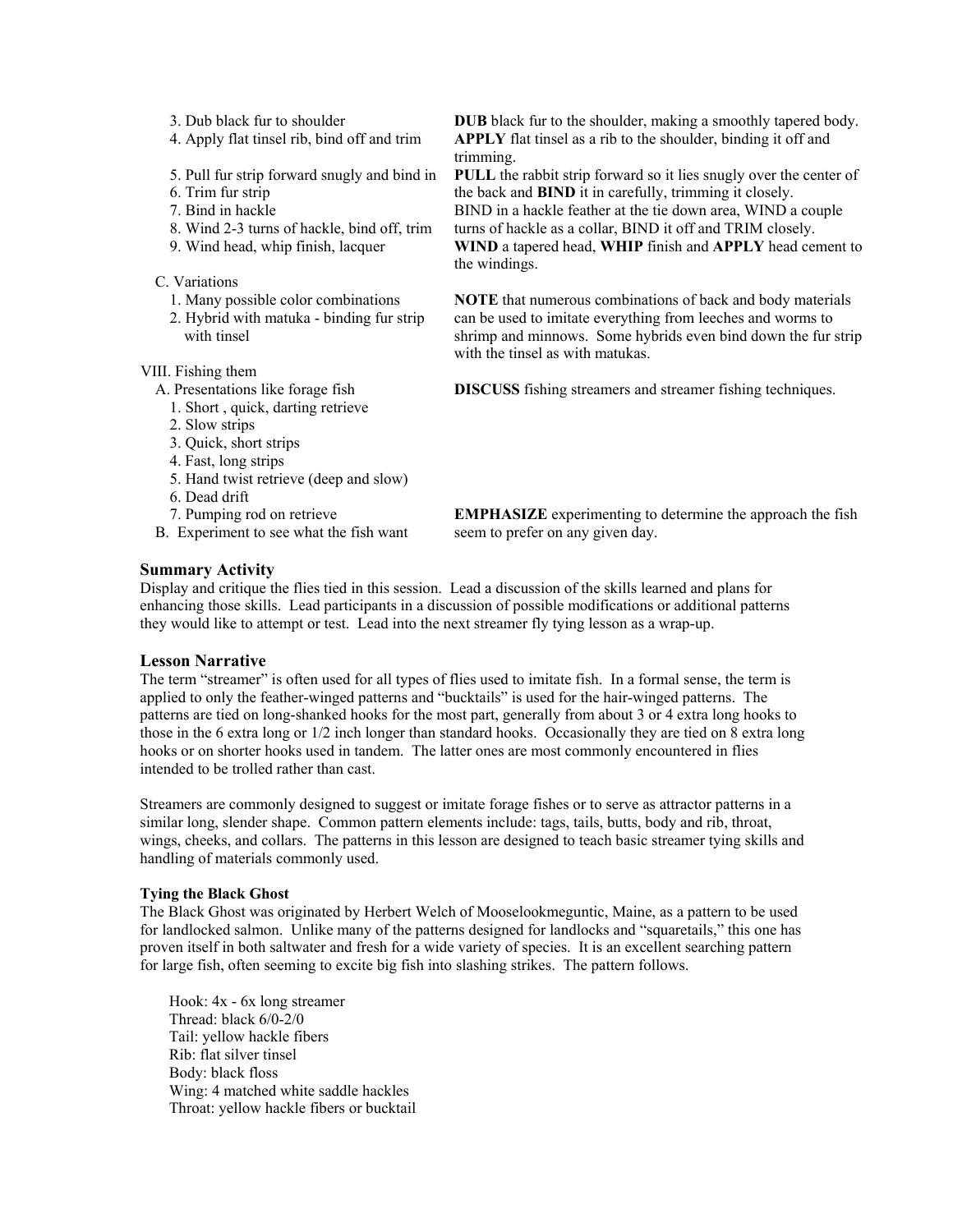| Outline | Instructions |
|---|---|
| 3. Dub black fur to shoulder | **DUB** black fur to the shoulder, making a smoothly tapered body. |
| 4. Apply flat tinsel rib, bind off and trim | **APPLY** flat tinsel as a rib to the shoulder, binding it off and trimming. |
| 5. Pull fur strip forward snugly and bind in<br>6. Trim fur strip | **PULL** the rabbit strip forward so it lies snugly over the center of the back and **BIND** it in carefully, trimming it closely. |
| 7. Bind in hackle<br>8. Wind 2-3 turns of hackle, bind off, trim | BIND in a hackle feather at the tie down area, WIND a couple turns of hackle as a collar, BIND it off and TRIM closely. |
| 9. Wind head, whip finish, lacquer | **WIND** a tapered head, **WHIP** finish and **APPLY** head cement to the windings. |
| C. Variations<br>1. Many possible color combinations<br>2. Hybrid with matuka - binding fur strip with tinsel | **NOTE** that numerous combinations of back and body materials can be used to imitate everything from leeches and worms to shrimp and minnows. Some hybrids even bind down the fur strip with the tinsel as with matukas. |
| VIII. Fishing them<br>A. Presentations like forage fish<br>1. Short , quick, darting retrieve<br>2. Slow strips<br>3. Quick, short strips<br>4. Fast, long strips<br>5. Hand twist retrieve (deep and slow)<br>6. Dead drift | **DISCUSS** fishing streamers and streamer fishing techniques. |
| 7. Pumping rod on retrieve<br>B. Experiment to see what the fish want | **EMPHASIZE** experimenting to determine the approach the fish seem to prefer on any given day. |

### Summary Activity

Display and critique the flies tied in this session. Lead a discussion of the skills learned and plans for enhancing those skills. Lead participants in a discussion of possible modifications or additional patterns they would like to attempt or test. Lead into the next streamer fly tying lesson as a wrap-up.

### Lesson Narrative

The term "streamer" is often used for all types of flies used to imitate fish. In a formal sense, the term is applied to only the feather-winged patterns and "bucktails" is used for the hair-winged patterns. The patterns are tied on long-shanked hooks for the most part, generally from about 3 or 4 extra long hooks to those in the 6 extra long or 1/2 inch longer than standard hooks. Occasionally they are tied on 8 extra long hooks or on shorter hooks used in tandem. The latter ones are most commonly encountered in flies intended to be trolled rather than cast.

Streamers are commonly designed to suggest or imitate forage fishes or to serve as attractor patterns in a similar long, slender shape. Common pattern elements include: tags, tails, butts, body and rib, throat, wings, cheeks, and collars. The patterns in this lesson are designed to teach basic streamer tying skills and handling of materials commonly used.

#### Tying the Black Ghost

The Black Ghost was originated by Herbert Welch of Mooselookmeguntic, Maine, as a pattern to be used for landlocked salmon. Unlike many of the patterns designed for landlocks and "squaretails," this one has proven itself in both saltwater and fresh for a wide variety of species. It is an excellent searching pattern for large fish, often seeming to excite big fish into slashing strikes. The pattern follows.

Hook: 4x - 6x long streamer
Thread: black 6/0-2/0
Tail: yellow hackle fibers
Rib: flat silver tinsel
Body: black floss
Wing: 4 matched white saddle hackles
Throat: yellow hackle fibers or bucktail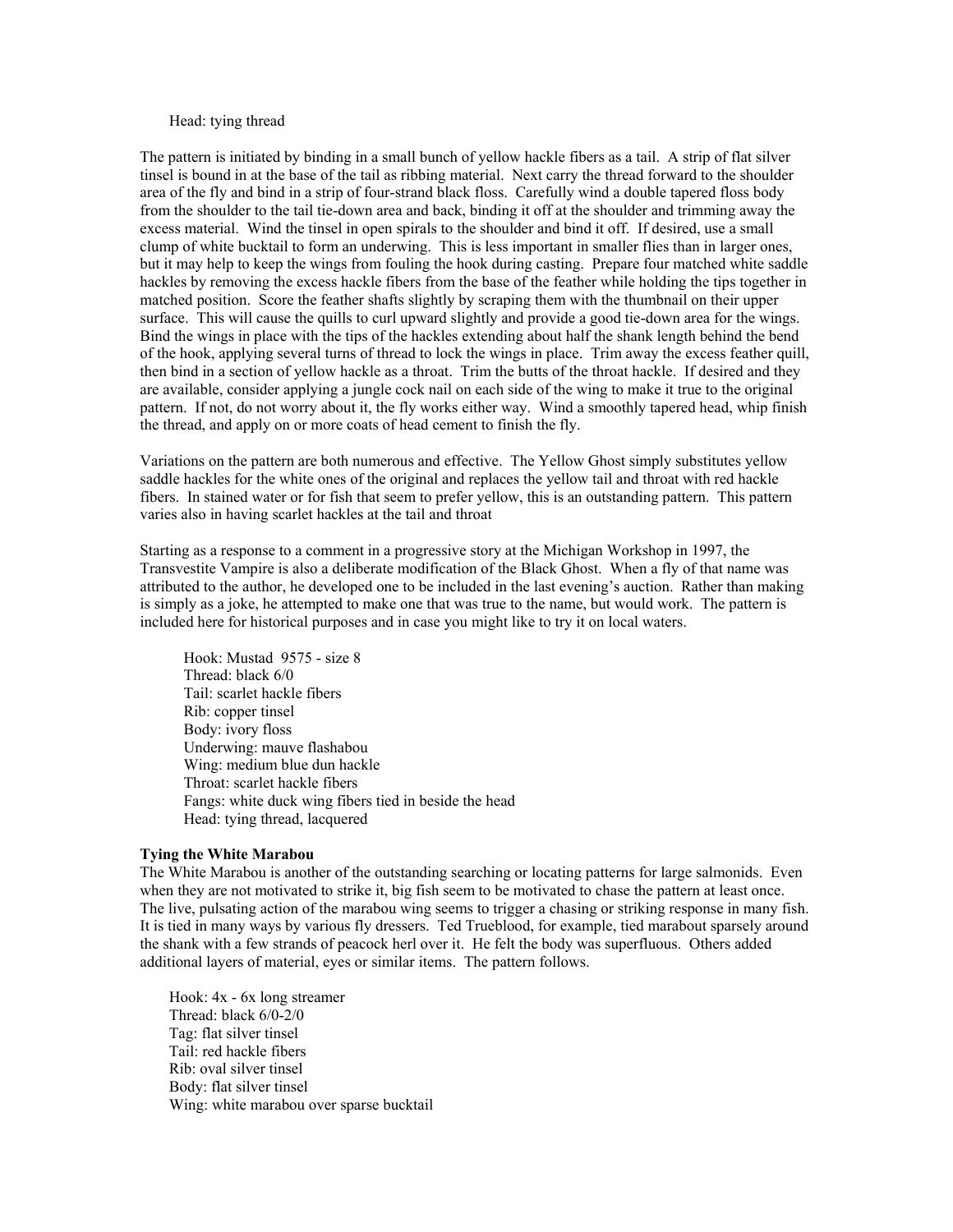Head: tying thread

The pattern is initiated by binding in a small bunch of yellow hackle fibers as a tail. A strip of flat silver tinsel is bound in at the base of the tail as ribbing material. Next carry the thread forward to the shoulder area of the fly and bind in a strip of four-strand black floss. Carefully wind a double tapered floss body from the shoulder to the tail tie-down area and back, binding it off at the shoulder and trimming away the excess material. Wind the tinsel in open spirals to the shoulder and bind it off. If desired, use a small clump of white bucktail to form an underwing. This is less important in smaller flies than in larger ones, but it may help to keep the wings from fouling the hook during casting. Prepare four matched white saddle hackles by removing the excess hackle fibers from the base of the feather while holding the tips together in matched position. Score the feather shafts slightly by scraping them with the thumbnail on their upper surface. This will cause the quills to curl upward slightly and provide a good tie-down area for the wings. Bind the wings in place with the tips of the hackles extending about half the shank length behind the bend of the hook, applying several turns of thread to lock the wings in place. Trim away the excess feather quill, then bind in a section of yellow hackle as a throat. Trim the butts of the throat hackle. If desired and they are available, consider applying a jungle cock nail on each side of the wing to make it true to the original pattern. If not, do not worry about it, the fly works either way. Wind a smoothly tapered head, whip finish the thread, and apply on or more coats of head cement to finish the fly.

Variations on the pattern are both numerous and effective. The Yellow Ghost simply substitutes yellow saddle hackles for the white ones of the original and replaces the yellow tail and throat with red hackle fibers. In stained water or for fish that seem to prefer yellow, this is an outstanding pattern. This pattern varies also in having scarlet hackles at the tail and throat

Starting as a response to a comment in a progressive story at the Michigan Workshop in 1997, the Transvestite Vampire is also a deliberate modification of the Black Ghost. When a fly of that name was attributed to the author, he developed one to be included in the last evening's auction. Rather than making is simply as a joke, he attempted to make one that was true to the name, but would work. The pattern is included here for historical purposes and in case you might like to try it on local waters.

Hook: Mustad 9575 - size 8
Thread: black 6/0
Tail: scarlet hackle fibers
Rib: copper tinsel
Body: ivory floss
Underwing: mauve flashabou
Wing: medium blue dun hackle
Throat: scarlet hackle fibers
Fangs: white duck wing fibers tied in beside the head
Head: tying thread, lacquered

**Tying the White Marabou**

The White Marabou is another of the outstanding searching or locating patterns for large salmonids. Even when they are not motivated to strike it, big fish seem to be motivated to chase the pattern at least once. The live, pulsating action of the marabou wing seems to trigger a chasing or striking response in many fish. It is tied in many ways by various fly dressers. Ted Trueblood, for example, tied marabout sparsely around the shank with a few strands of peacock herl over it. He felt the body was superfluous. Others added additional layers of material, eyes or similar items. The pattern follows.

Hook: 4x - 6x long streamer
Thread: black 6/0-2/0
Tag: flat silver tinsel
Tail: red hackle fibers
Rib: oval silver tinsel
Body: flat silver tinsel
Wing: white marabou over sparse bucktail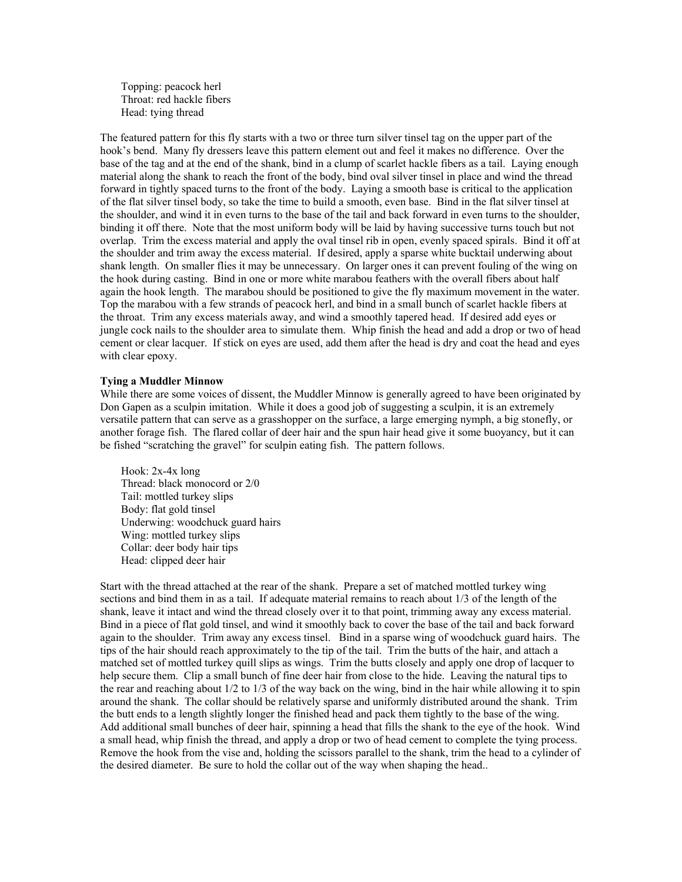Topping: peacock herl
Throat: red hackle fibers
Head: tying thread

The featured pattern for this fly starts with a two or three turn silver tinsel tag on the upper part of the hook's bend. Many fly dressers leave this pattern element out and feel it makes no difference. Over the base of the tag and at the end of the shank, bind in a clump of scarlet hackle fibers as a tail. Laying enough material along the shank to reach the front of the body, bind oval silver tinsel in place and wind the thread forward in tightly spaced turns to the front of the body. Laying a smooth base is critical to the application of the flat silver tinsel body, so take the time to build a smooth, even base. Bind in the flat silver tinsel at the shoulder, and wind it in even turns to the base of the tail and back forward in even turns to the shoulder, binding it off there. Note that the most uniform body will be laid by having successive turns touch but not overlap. Trim the excess material and apply the oval tinsel rib in open, evenly spaced spirals. Bind it off at the shoulder and trim away the excess material. If desired, apply a sparse white bucktail underwing about shank length. On smaller flies it may be unnecessary. On larger ones it can prevent fouling of the wing on the hook during casting. Bind in one or more white marabou feathers with the overall fibers about half again the hook length. The marabou should be positioned to give the fly maximum movement in the water. Top the marabou with a few strands of peacock herl, and bind in a small bunch of scarlet hackle fibers at the throat. Trim any excess materials away, and wind a smoothly tapered head. If desired add eyes or jungle cock nails to the shoulder area to simulate them. Whip finish the head and add a drop or two of head cement or clear lacquer. If stick on eyes are used, add them after the head is dry and coat the head and eyes with clear epoxy.

**Tying a Muddler Minnow**

While there are some voices of dissent, the Muddler Minnow is generally agreed to have been originated by Don Gapen as a sculpin imitation. While it does a good job of suggesting a sculpin, it is an extremely versatile pattern that can serve as a grasshopper on the surface, a large emerging nymph, a big stonefly, or another forage fish. The flared collar of deer hair and the spun hair head give it some buoyancy, but it can be fished "scratching the gravel" for sculpin eating fish. The pattern follows.

Hook: 2x-4x long
Thread: black monocord or 2/0
Tail: mottled turkey slips
Body: flat gold tinsel
Underwing: woodchuck guard hairs
Wing: mottled turkey slips
Collar: deer body hair tips
Head: clipped deer hair

Start with the thread attached at the rear of the shank. Prepare a set of matched mottled turkey wing sections and bind them in as a tail. If adequate material remains to reach about 1/3 of the length of the shank, leave it intact and wind the thread closely over it to that point, trimming away any excess material. Bind in a piece of flat gold tinsel, and wind it smoothly back to cover the base of the tail and back forward again to the shoulder. Trim away any excess tinsel. Bind in a sparse wing of woodchuck guard hairs. The tips of the hair should reach approximately to the tip of the tail. Trim the butts of the hair, and attach a matched set of mottled turkey quill slips as wings. Trim the butts closely and apply one drop of lacquer to help secure them. Clip a small bunch of fine deer hair from close to the hide. Leaving the natural tips to the rear and reaching about 1/2 to 1/3 of the way back on the wing, bind in the hair while allowing it to spin around the shank. The collar should be relatively sparse and uniformly distributed around the shank. Trim the butt ends to a length slightly longer the finished head and pack them tightly to the base of the wing. Add additional small bunches of deer hair, spinning a head that fills the shank to the eye of the hook. Wind a small head, whip finish the thread, and apply a drop or two of head cement to complete the tying process. Remove the hook from the vise and, holding the scissors parallel to the shank, trim the head to a cylinder of the desired diameter. Be sure to hold the collar out of the way when shaping the head..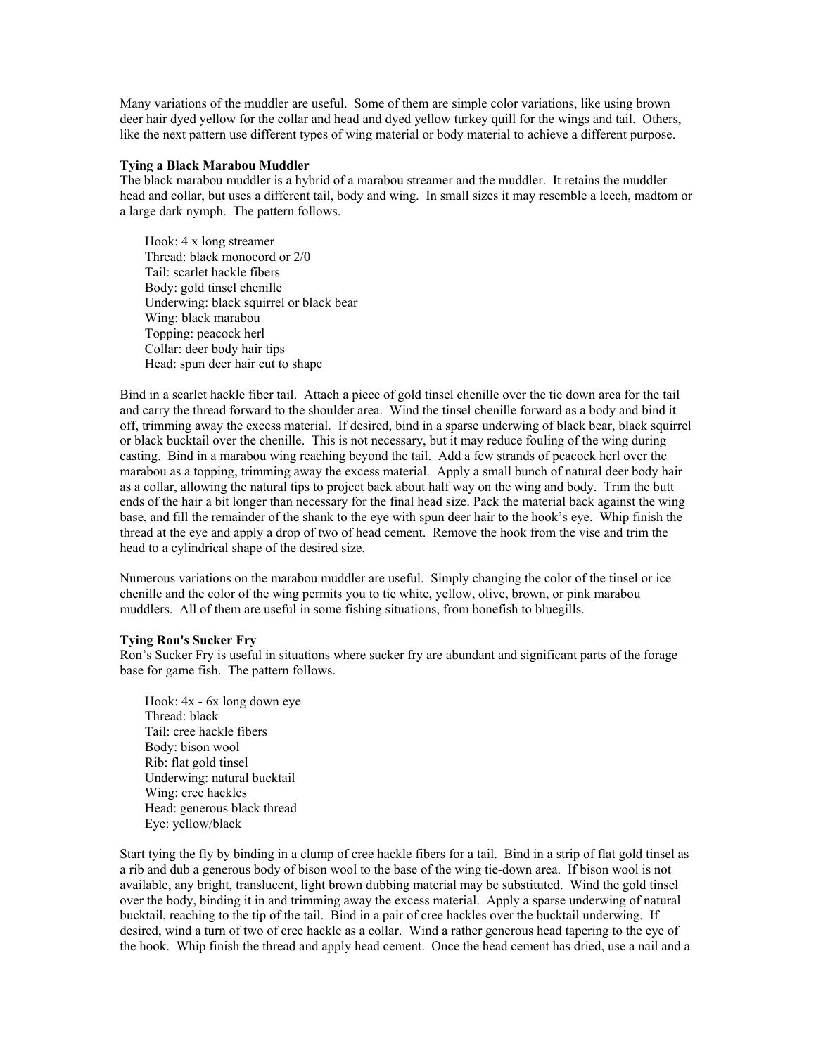Many variations of the muddler are useful. Some of them are simple color variations, like using brown deer hair dyed yellow for the collar and head and dyed yellow turkey quill for the wings and tail. Others, like the next pattern use different types of wing material or body material to achieve a different purpose.

### Tying a Black Marabou Muddler

The black marabou muddler is a hybrid of a marabou streamer and the muddler. It retains the muddler head and collar, but uses a different tail, body and wing. In small sizes it may resemble a leech, madtom or a large dark nymph. The pattern follows.

Hook: 4 x long streamer
Thread: black monocord or 2/0
Tail: scarlet hackle fibers
Body: gold tinsel chenille
Underwing: black squirrel or black bear
Wing: black marabou
Topping: peacock herl
Collar: deer body hair tips
Head: spun deer hair cut to shape

Bind in a scarlet hackle fiber tail. Attach a piece of gold tinsel chenille over the tie down area for the tail and carry the thread forward to the shoulder area. Wind the tinsel chenille forward as a body and bind it off, trimming away the excess material. If desired, bind in a sparse underwing of black bear, black squirrel or black bucktail over the chenille. This is not necessary, but it may reduce fouling of the wing during casting. Bind in a marabou wing reaching beyond the tail. Add a few strands of peacock herl over the marabou as a topping, trimming away the excess material. Apply a small bunch of natural deer body hair as a collar, allowing the natural tips to project back about half way on the wing and body. Trim the butt ends of the hair a bit longer than necessary for the final head size. Pack the material back against the wing base, and fill the remainder of the shank to the eye with spun deer hair to the hook's eye. Whip finish the thread at the eye and apply a drop of two of head cement. Remove the hook from the vise and trim the head to a cylindrical shape of the desired size.

Numerous variations on the marabou muddler are useful. Simply changing the color of the tinsel or ice chenille and the color of the wing permits you to tie white, yellow, olive, brown, or pink marabou muddlers. All of them are useful in some fishing situations, from bonefish to bluegills.

### Tying Ron's Sucker Fry

Ron's Sucker Fry is useful in situations where sucker fry are abundant and significant parts of the forage base for game fish. The pattern follows.

Hook: 4x - 6x long down eye
Thread: black
Tail: cree hackle fibers
Body: bison wool
Rib: flat gold tinsel
Underwing: natural bucktail
Wing: cree hackles
Head: generous black thread
Eye: yellow/black

Start tying the fly by binding in a clump of cree hackle fibers for a tail. Bind in a strip of flat gold tinsel as a rib and dub a generous body of bison wool to the base of the wing tie-down area. If bison wool is not available, any bright, translucent, light brown dubbing material may be substituted. Wind the gold tinsel over the body, binding it in and trimming away the excess material. Apply a sparse underwing of natural bucktail, reaching to the tip of the tail. Bind in a pair of cree hackles over the bucktail underwing. If desired, wind a turn of two of cree hackle as a collar. Wind a rather generous head tapering to the eye of the hook. Whip finish the thread and apply head cement. Once the head cement has dried, use a nail and a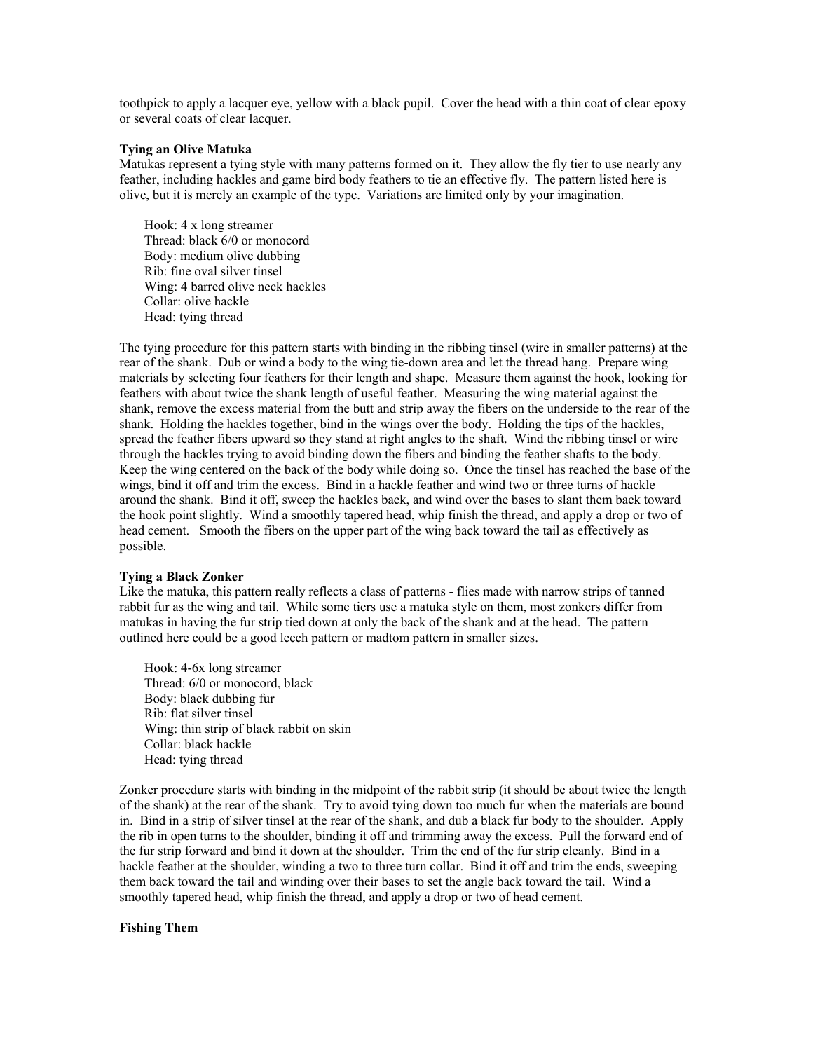toothpick to apply a lacquer eye, yellow with a black pupil. Cover the head with a thin coat of clear epoxy or several coats of clear lacquer.

**Tying an Olive Matuka**

Matukas represent a tying style with many patterns formed on it. They allow the fly tier to use nearly any feather, including hackles and game bird body feathers to tie an effective fly. The pattern listed here is olive, but it is merely an example of the type. Variations are limited only by your imagination.

Hook: 4 x long streamer
Thread: black 6/0 or monocord
Body: medium olive dubbing
Rib: fine oval silver tinsel
Wing: 4 barred olive neck hackles
Collar: olive hackle
Head: tying thread

The tying procedure for this pattern starts with binding in the ribbing tinsel (wire in smaller patterns) at the rear of the shank. Dub or wind a body to the wing tie-down area and let the thread hang. Prepare wing materials by selecting four feathers for their length and shape. Measure them against the hook, looking for feathers with about twice the shank length of useful feather. Measuring the wing material against the shank, remove the excess material from the butt and strip away the fibers on the underside to the rear of the shank. Holding the hackles together, bind in the wings over the body. Holding the tips of the hackles, spread the feather fibers upward so they stand at right angles to the shaft. Wind the ribbing tinsel or wire through the hackles trying to avoid binding down the fibers and binding the feather shafts to the body. Keep the wing centered on the back of the body while doing so. Once the tinsel has reached the base of the wings, bind it off and trim the excess. Bind in a hackle feather and wind two or three turns of hackle around the shank. Bind it off, sweep the hackles back, and wind over the bases to slant them back toward the hook point slightly. Wind a smoothly tapered head, whip finish the thread, and apply a drop or two of head cement. Smooth the fibers on the upper part of the wing back toward the tail as effectively as possible.

**Tying a Black Zonker**

Like the matuka, this pattern really reflects a class of patterns - flies made with narrow strips of tanned rabbit fur as the wing and tail. While some tiers use a matuka style on them, most zonkers differ from matukas in having the fur strip tied down at only the back of the shank and at the head. The pattern outlined here could be a good leech pattern or madtom pattern in smaller sizes.

Hook: 4-6x long streamer
Thread: 6/0 or monocord, black
Body: black dubbing fur
Rib: flat silver tinsel
Wing: thin strip of black rabbit on skin
Collar: black hackle
Head: tying thread

Zonker procedure starts with binding in the midpoint of the rabbit strip (it should be about twice the length of the shank) at the rear of the shank. Try to avoid tying down too much fur when the materials are bound in. Bind in a strip of silver tinsel at the rear of the shank, and dub a black fur body to the shoulder. Apply the rib in open turns to the shoulder, binding it off and trimming away the excess. Pull the forward end of the fur strip forward and bind it down at the shoulder. Trim the end of the fur strip cleanly. Bind in a hackle feather at the shoulder, winding a two to three turn collar. Bind it off and trim the ends, sweeping them back toward the tail and winding over their bases to set the angle back toward the tail. Wind a smoothly tapered head, whip finish the thread, and apply a drop or two of head cement.

**Fishing Them**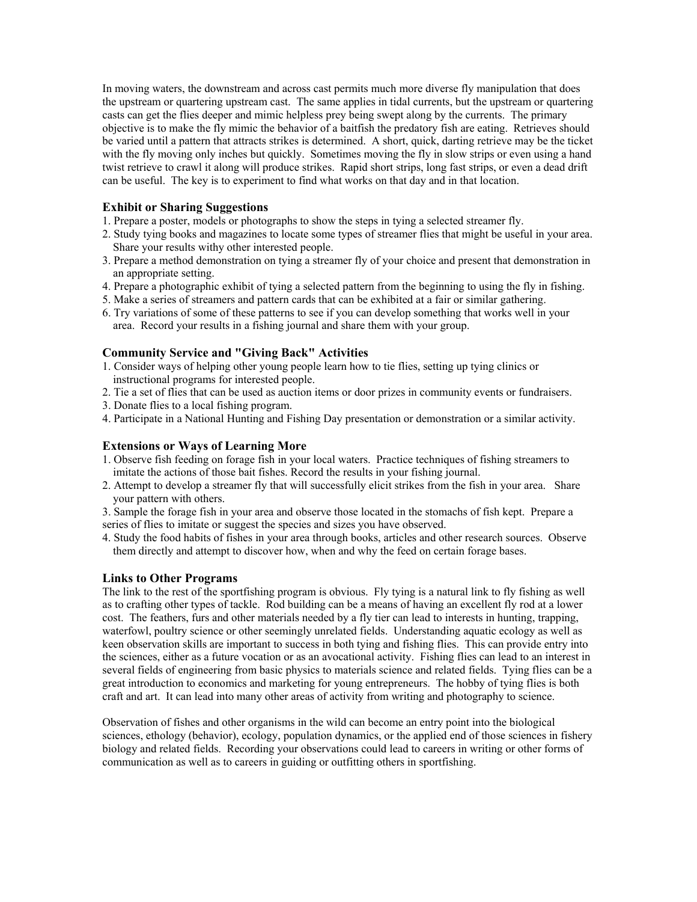In moving waters, the downstream and across cast permits much more diverse fly manipulation that does the upstream or quartering upstream cast. The same applies in tidal currents, but the upstream or quartering casts can get the flies deeper and mimic helpless prey being swept along by the currents. The primary objective is to make the fly mimic the behavior of a baitfish the predatory fish are eating. Retrieves should be varied until a pattern that attracts strikes is determined. A short, quick, darting retrieve may be the ticket with the fly moving only inches but quickly. Sometimes moving the fly in slow strips or even using a hand twist retrieve to crawl it along will produce strikes. Rapid short strips, long fast strips, or even a dead drift can be useful. The key is to experiment to find what works on that day and in that location.

### Exhibit or Sharing Suggestions

1. Prepare a poster, models or photographs to show the steps in tying a selected streamer fly.
2. Study tying books and magazines to locate some types of streamer flies that might be useful in your area. Share your results withy other interested people.
3. Prepare a method demonstration on tying a streamer fly of your choice and present that demonstration in an appropriate setting.
4. Prepare a photographic exhibit of tying a selected pattern from the beginning to using the fly in fishing.
5. Make a series of streamers and pattern cards that can be exhibited at a fair or similar gathering.
6. Try variations of some of these patterns to see if you can develop something that works well in your area. Record your results in a fishing journal and share them with your group.

### Community Service and "Giving Back" Activities

1. Consider ways of helping other young people learn how to tie flies, setting up tying clinics or instructional programs for interested people.
2. Tie a set of flies that can be used as auction items or door prizes in community events or fundraisers.
3. Donate flies to a local fishing program.
4. Participate in a National Hunting and Fishing Day presentation or demonstration or a similar activity.

### Extensions or Ways of Learning More

1. Observe fish feeding on forage fish in your local waters. Practice techniques of fishing streamers to imitate the actions of those bait fishes. Record the results in your fishing journal.
2. Attempt to develop a streamer fly that will successfully elicit strikes from the fish in your area. Share your pattern with others.
3. Sample the forage fish in your area and observe those located in the stomachs of fish kept. Prepare a series of flies to imitate or suggest the species and sizes you have observed.
4. Study the food habits of fishes in your area through books, articles and other research sources. Observe them directly and attempt to discover how, when and why the feed on certain forage bases.

### Links to Other Programs

The link to the rest of the sportfishing program is obvious. Fly tying is a natural link to fly fishing as well as to crafting other types of tackle. Rod building can be a means of having an excellent fly rod at a lower cost. The feathers, furs and other materials needed by a fly tier can lead to interests in hunting, trapping, waterfowl, poultry science or other seemingly unrelated fields. Understanding aquatic ecology as well as keen observation skills are important to success in both tying and fishing flies. This can provide entry into the sciences, either as a future vocation or as an avocational activity. Fishing flies can lead to an interest in several fields of engineering from basic physics to materials science and related fields. Tying flies can be a great introduction to economics and marketing for young entrepreneurs. The hobby of tying flies is both craft and art. It can lead into many other areas of activity from writing and photography to science.

Observation of fishes and other organisms in the wild can become an entry point into the biological sciences, ethology (behavior), ecology, population dynamics, or the applied end of those sciences in fishery biology and related fields. Recording your observations could lead to careers in writing or other forms of communication as well as to careers in guiding or outfitting others in sportfishing.